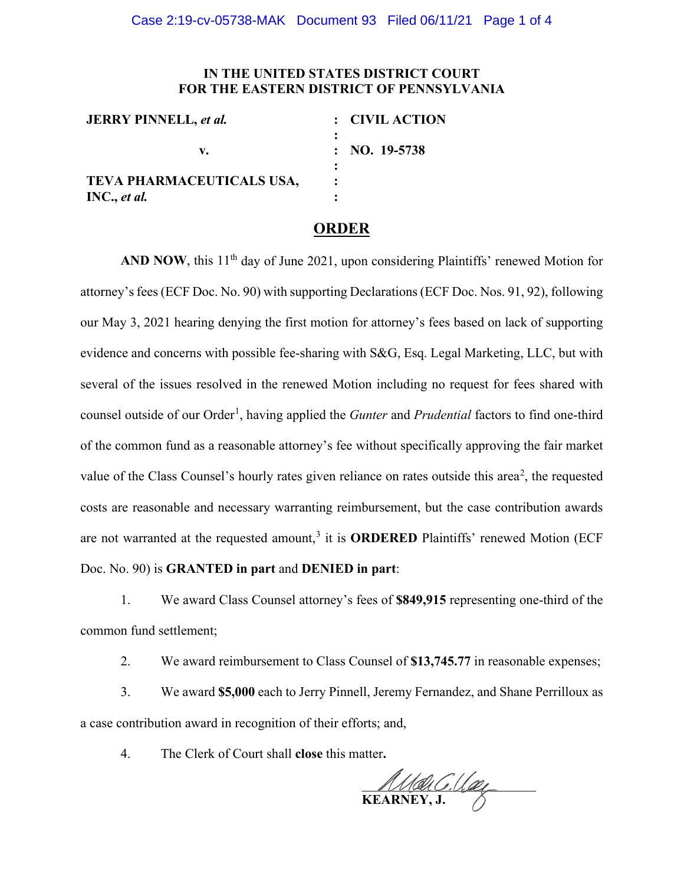**IN THE UNITED STATES DISTRICT COURT**
**FOR THE EASTERN DISTRICT OF PENNSYLVANIA**

| | | |
|---|---|---|
| **JERRY PINNELL,** ***et al.*** | : | **CIVIL ACTION** |
| | : | |
| **v.** | : | **NO. 19-5738** |
| | : | |
| **TEVA PHARMACEUTICALS USA, INC.,** ***et al.*** | : | |

## ORDER

**AND NOW**, this 11th day of June 2021, upon considering Plaintiffs' renewed Motion for attorney's fees (ECF Doc. No. 90) with supporting Declarations (ECF Doc. Nos. 91, 92), following our May 3, 2021 hearing denying the first motion for attorney's fees based on lack of supporting evidence and concerns with possible fee-sharing with S&G, Esq. Legal Marketing, LLC, but with several of the issues resolved in the renewed Motion including no request for fees shared with counsel outside of our Order[1], having applied the *Gunter* and *Prudential* factors to find one-third of the common fund as a reasonable attorney's fee without specifically approving the fair market value of the Class Counsel's hourly rates given reliance on rates outside this area[2], the requested costs are reasonable and necessary warranting reimbursement, but the case contribution awards are not warranted at the requested amount,[3] it is **ORDERED** Plaintiffs' renewed Motion (ECF Doc. No. 90) is **GRANTED in part** and **DENIED in part**:

1. We award Class Counsel attorney's fees of **$849,915** representing one-third of the common fund settlement;

2. We award reimbursement to Class Counsel of **$13,745.77** in reasonable expenses;

3. We award **$5,000** each to Jerry Pinnell, Jeremy Fernandez, and Shane Perrilloux as a case contribution award in recognition of their efforts; and,

4. The Clerk of Court shall **close** this matter**.**

**KEARNEY, J.**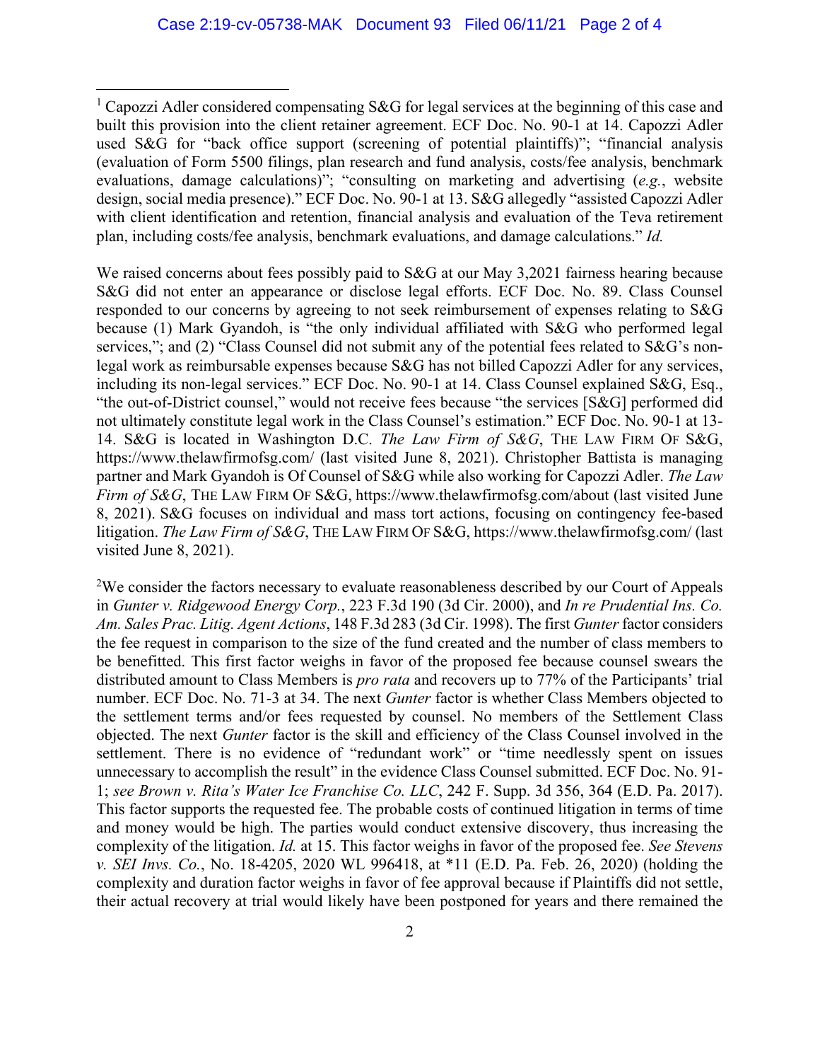[1] Capozzi Adler considered compensating S&G for legal services at the beginning of this case and built this provision into the client retainer agreement. ECF Doc. No. 90-1 at 14. Capozzi Adler used S&G for "back office support (screening of potential plaintiffs)"; "financial analysis (evaluation of Form 5500 filings, plan research and fund analysis, costs/fee analysis, benchmark evaluations, damage calculations)"; "consulting on marketing and advertising (*e.g.*, website design, social media presence)." ECF Doc. No. 90-1 at 13. S&G allegedly "assisted Capozzi Adler with client identification and retention, financial analysis and evaluation of the Teva retirement plan, including costs/fee analysis, benchmark evaluations, and damage calculations." *Id.*

We raised concerns about fees possibly paid to S&G at our May 3,2021 fairness hearing because S&G did not enter an appearance or disclose legal efforts. ECF Doc. No. 89. Class Counsel responded to our concerns by agreeing to not seek reimbursement of expenses relating to S&G because (1) Mark Gyandoh, is "the only individual affiliated with S&G who performed legal services,"; and (2) "Class Counsel did not submit any of the potential fees related to S&G's non-legal work as reimbursable expenses because S&G has not billed Capozzi Adler for any services, including its non-legal services." ECF Doc. No. 90-1 at 14. Class Counsel explained S&G, Esq., "the out-of-District counsel," would not receive fees because "the services [S&G] performed did not ultimately constitute legal work in the Class Counsel's estimation." ECF Doc. No. 90-1 at 13-14. S&G is located in Washington D.C. *The Law Firm of S&G*, THE LAW FIRM OF S&G, https://www.thelawfirmofsg.com/ (last visited June 8, 2021). Christopher Battista is managing partner and Mark Gyandoh is Of Counsel of S&G while also working for Capozzi Adler. *The Law Firm of S&G*, THE LAW FIRM OF S&G, https://www.thelawfirmofsg.com/about (last visited June 8, 2021). S&G focuses on individual and mass tort actions, focusing on contingency fee-based litigation. *The Law Firm of S&G*, THE LAW FIRM OF S&G, https://www.thelawfirmofsg.com/ (last visited June 8, 2021).

[2] We consider the factors necessary to evaluate reasonableness described by our Court of Appeals in *Gunter v. Ridgewood Energy Corp.*, 223 F.3d 190 (3d Cir. 2000), and *In re Prudential Ins. Co. Am. Sales Prac. Litig. Agent Actions*, 148 F.3d 283 (3d Cir. 1998). The first *Gunter* factor considers the fee request in comparison to the size of the fund created and the number of class members to be benefitted. This first factor weighs in favor of the proposed fee because counsel swears the distributed amount to Class Members is *pro rata* and recovers up to 77% of the Participants' trial number. ECF Doc. No. 71-3 at 34. The next *Gunter* factor is whether Class Members objected to the settlement terms and/or fees requested by counsel. No members of the Settlement Class objected. The next *Gunter* factor is the skill and efficiency of the Class Counsel involved in the settlement. There is no evidence of "redundant work" or "time needlessly spent on issues unnecessary to accomplish the result" in the evidence Class Counsel submitted. ECF Doc. No. 91-1; *see Brown v. Rita's Water Ice Franchise Co. LLC*, 242 F. Supp. 3d 356, 364 (E.D. Pa. 2017). This factor supports the requested fee. The probable costs of continued litigation in terms of time and money would be high. The parties would conduct extensive discovery, thus increasing the complexity of the litigation. *Id.* at 15. This factor weighs in favor of the proposed fee. *See Stevens v. SEI Invs. Co.*, No. 18-4205, 2020 WL 996418, at *11 (E.D. Pa. Feb. 26, 2020) (holding the complexity and duration factor weighs in favor of fee approval because if Plaintiffs did not settle, their actual recovery at trial would likely have been postponed for years and there remained the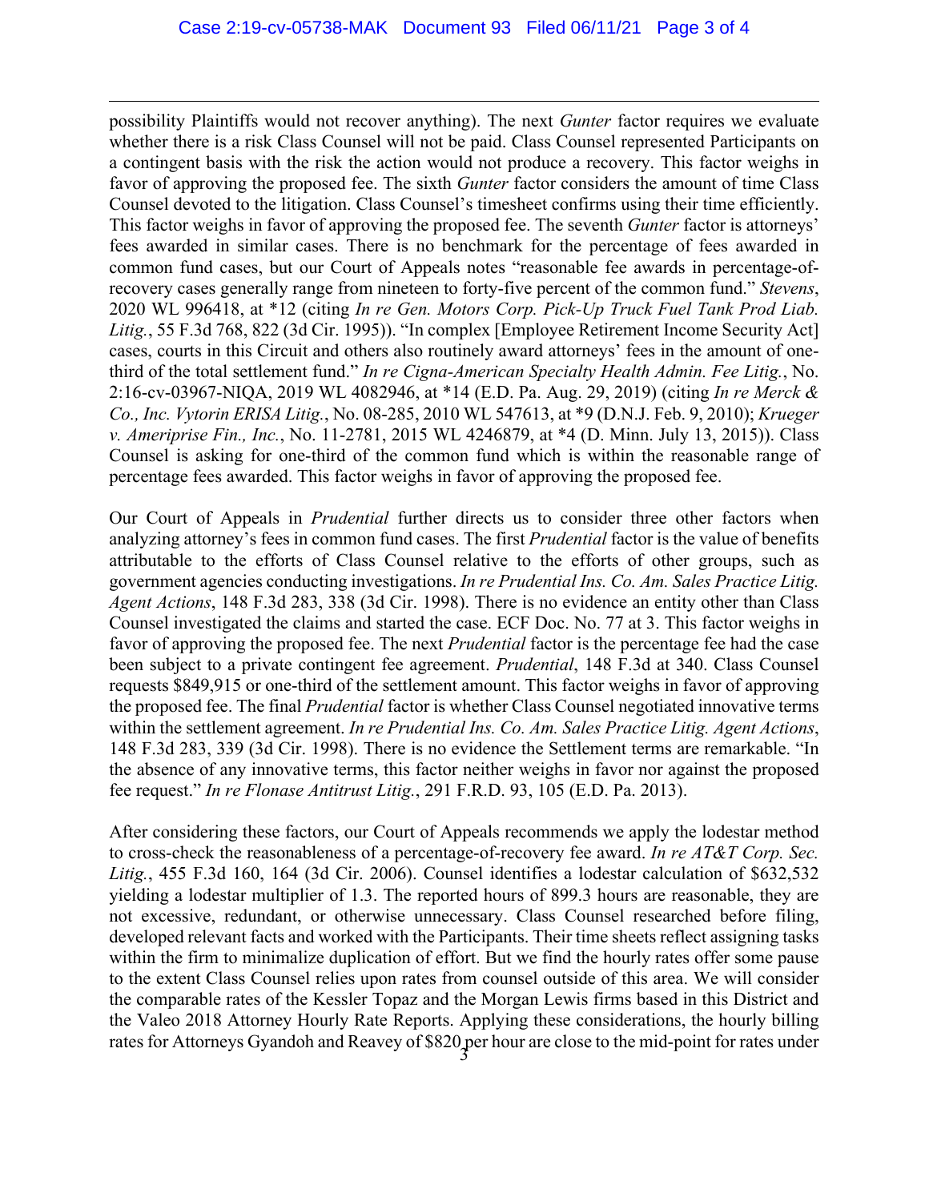possibility Plaintiffs would not recover anything). The next *Gunter* factor requires we evaluate whether there is a risk Class Counsel will not be paid. Class Counsel represented Participants on a contingent basis with the risk the action would not produce a recovery. This factor weighs in favor of approving the proposed fee. The sixth *Gunter* factor considers the amount of time Class Counsel devoted to the litigation. Class Counsel's timesheet confirms using their time efficiently. This factor weighs in favor of approving the proposed fee. The seventh *Gunter* factor is attorneys' fees awarded in similar cases. There is no benchmark for the percentage of fees awarded in common fund cases, but our Court of Appeals notes "reasonable fee awards in percentage-of-recovery cases generally range from nineteen to forty-five percent of the common fund." *Stevens*, 2020 WL 996418, at *12 (citing *In re Gen. Motors Corp. Pick-Up Truck Fuel Tank Prod Liab. Litig.*, 55 F.3d 768, 822 (3d Cir. 1995)). "In complex [Employee Retirement Income Security Act] cases, courts in this Circuit and others also routinely award attorneys' fees in the amount of one-third of the total settlement fund." *In re Cigna-American Specialty Health Admin. Fee Litig.*, No. 2:16-cv-03967-NIQA, 2019 WL 4082946, at *14 (E.D. Pa. Aug. 29, 2019) (citing *In re Merck & Co., Inc. Vytorin ERISA Litig.*, No. 08-285, 2010 WL 547613, at *9 (D.N.J. Feb. 9, 2010); *Krueger v. Ameriprise Fin., Inc.*, No. 11-2781, 2015 WL 4246879, at *4 (D. Minn. July 13, 2015)). Class Counsel is asking for one-third of the common fund which is within the reasonable range of percentage fees awarded. This factor weighs in favor of approving the proposed fee.

Our Court of Appeals in *Prudential* further directs us to consider three other factors when analyzing attorney's fees in common fund cases. The first *Prudential* factor is the value of benefits attributable to the efforts of Class Counsel relative to the efforts of other groups, such as government agencies conducting investigations. *In re Prudential Ins. Co. Am. Sales Practice Litig. Agent Actions*, 148 F.3d 283, 338 (3d Cir. 1998). There is no evidence an entity other than Class Counsel investigated the claims and started the case. ECF Doc. No. 77 at 3. This factor weighs in favor of approving the proposed fee. The next *Prudential* factor is the percentage fee had the case been subject to a private contingent fee agreement. *Prudential*, 148 F.3d at 340. Class Counsel requests $849,915 or one-third of the settlement amount. This factor weighs in favor of approving the proposed fee. The final *Prudential* factor is whether Class Counsel negotiated innovative terms within the settlement agreement. *In re Prudential Ins. Co. Am. Sales Practice Litig. Agent Actions*, 148 F.3d 283, 339 (3d Cir. 1998). There is no evidence the Settlement terms are remarkable. "In the absence of any innovative terms, this factor neither weighs in favor nor against the proposed fee request." *In re Flonase Antitrust Litig.*, 291 F.R.D. 93, 105 (E.D. Pa. 2013).

After considering these factors, our Court of Appeals recommends we apply the lodestar method to cross-check the reasonableness of a percentage-of-recovery fee award. *In re AT&T Corp. Sec. Litig.*, 455 F.3d 160, 164 (3d Cir. 2006). Counsel identifies a lodestar calculation of $632,532 yielding a lodestar multiplier of 1.3. The reported hours of 899.3 hours are reasonable, they are not excessive, redundant, or otherwise unnecessary. Class Counsel researched before filing, developed relevant facts and worked with the Participants. Their time sheets reflect assigning tasks within the firm to minimalize duplication of effort. But we find the hourly rates offer some pause to the extent Class Counsel relies upon rates from counsel outside of this area. We will consider the comparable rates of the Kessler Topaz and the Morgan Lewis firms based in this District and the Valeo 2018 Attorney Hourly Rate Reports. Applying these considerations, the hourly billing rates for Attorneys Gyandoh and Reavey of $820 per hour are close to the mid-point for rates under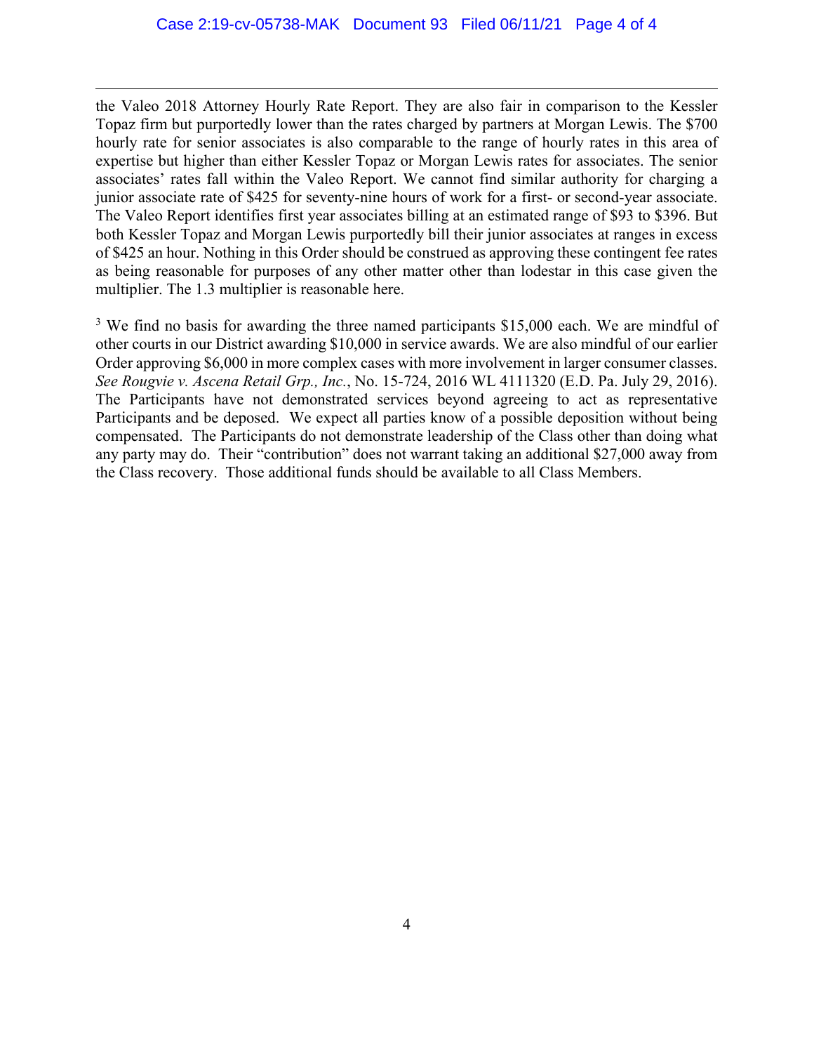the Valeo 2018 Attorney Hourly Rate Report. They are also fair in comparison to the Kessler Topaz firm but purportedly lower than the rates charged by partners at Morgan Lewis. The $700 hourly rate for senior associates is also comparable to the range of hourly rates in this area of expertise but higher than either Kessler Topaz or Morgan Lewis rates for associates. The senior associates' rates fall within the Valeo Report. We cannot find similar authority for charging a junior associate rate of $425 for seventy-nine hours of work for a first- or second-year associate. The Valeo Report identifies first year associates billing at an estimated range of $93 to $396. But both Kessler Topaz and Morgan Lewis purportedly bill their junior associates at ranges in excess of $425 an hour. Nothing in this Order should be construed as approving these contingent fee rates as being reasonable for purposes of any other matter other than lodestar in this case given the multiplier. The 1.3 multiplier is reasonable here.

[3] We find no basis for awarding the three named participants $15,000 each. We are mindful of other courts in our District awarding $10,000 in service awards. We are also mindful of our earlier Order approving $6,000 in more complex cases with more involvement in larger consumer classes. *See Rougvie v. Ascena Retail Grp., Inc.*, No. 15-724, 2016 WL 4111320 (E.D. Pa. July 29, 2016). The Participants have not demonstrated services beyond agreeing to act as representative Participants and be deposed. We expect all parties know of a possible deposition without being compensated. The Participants do not demonstrate leadership of the Class other than doing what any party may do. Their "contribution" does not warrant taking an additional $27,000 away from the Class recovery. Those additional funds should be available to all Class Members.